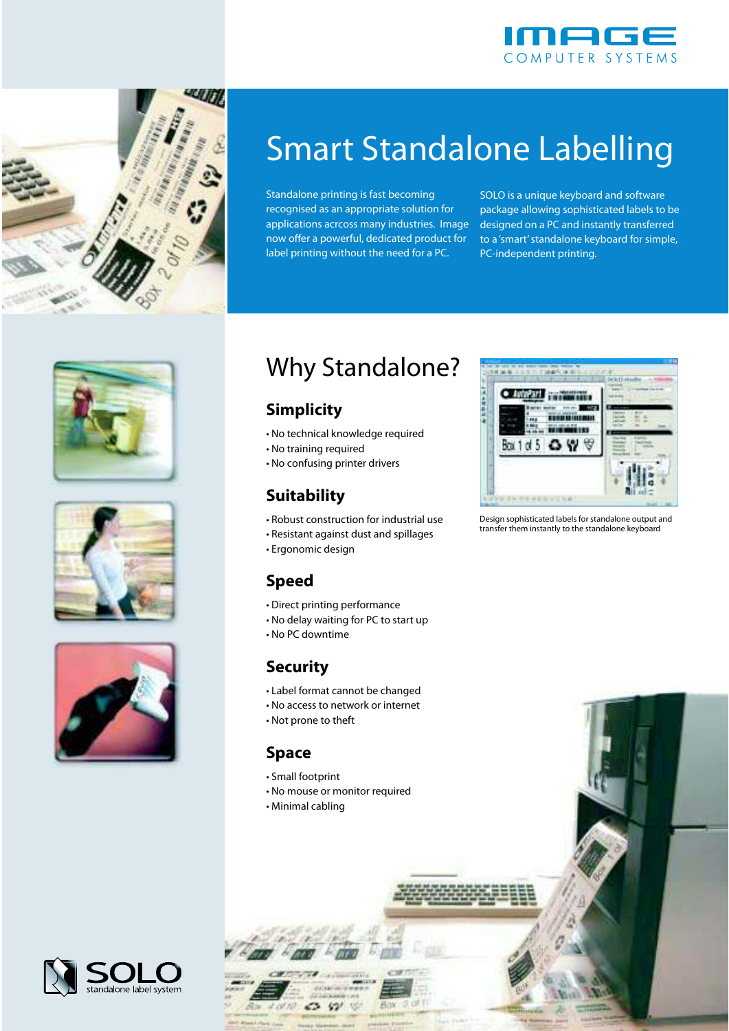IMAGE COMPUTER SYSTEMS

# Smart Standalone Labelling

Standalone printing is fast becoming recognised as an appropriate solution for applications acrcoss many industries. Image now offer a powerful, dedicated product for label printing without the need for a PC.

SOLO is a unique keyboard and software package allowing sophisticated labels to be designed on a PC and instantly transferred to a 'smart' standalone keyboard for simple, PC-independent printing.

## Why Standalone?

### Simplicity

- No technical knowledge required
- No training required
- No confusing printer drivers

### Suitability

- Robust construction for industrial use
- Resistant against dust and spillages
- Ergonomic design

### Speed

- Direct printing performance
- No delay waiting for PC to start up
- No PC downtime

### Security

- Label format cannot be changed
- No access to network or internet
- Not prone to theft

### Space

- Small footprint
- No mouse or monitor required
- Minimal cabling

Design sophisticated labels for standalone output and transfer them instantly to the standalone keyboard

SOLO standalone label system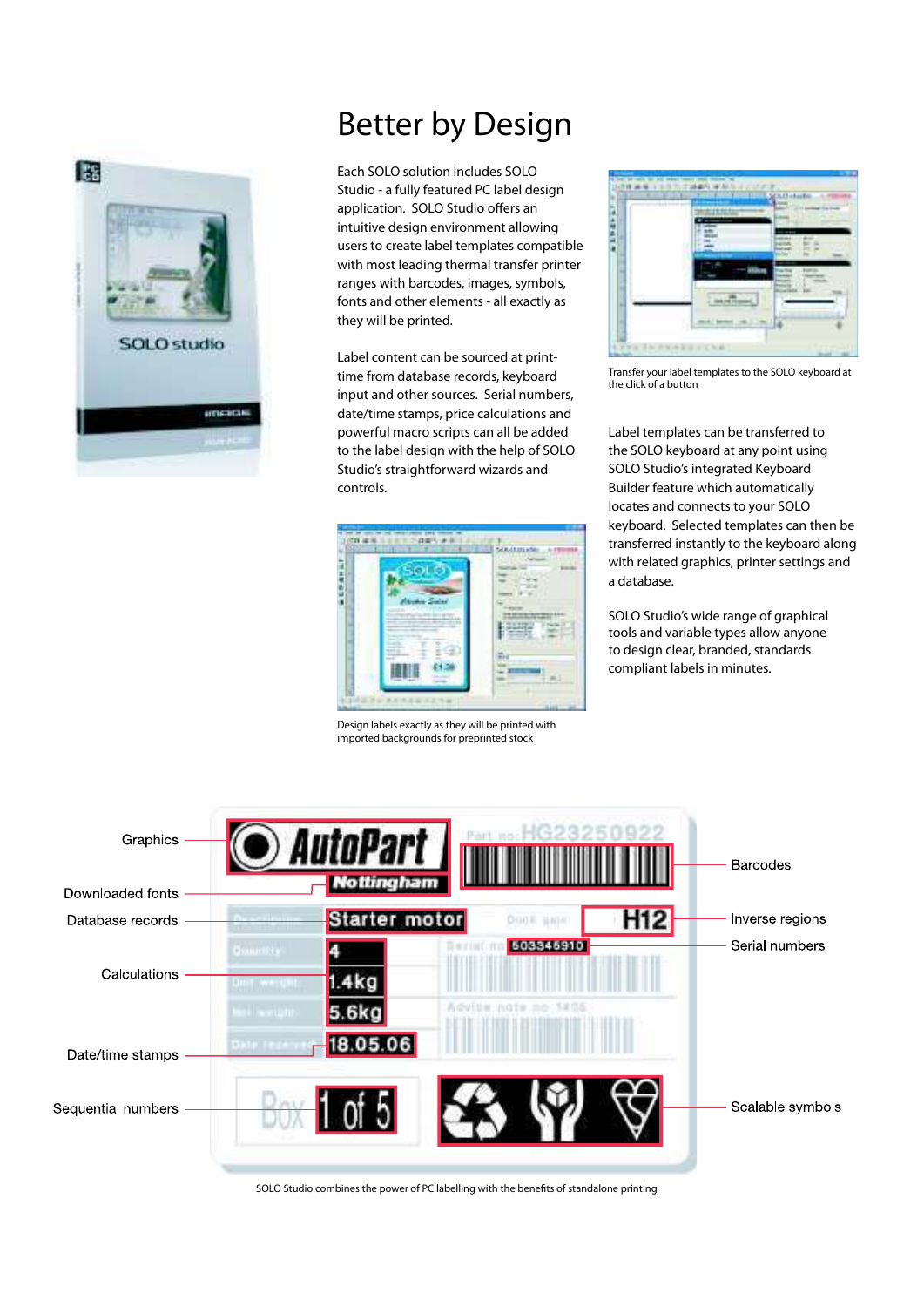# Better by Design

Each SOLO solution includes SOLO Studio - a fully featured PC label design application. SOLO Studio offers an intuitive design environment allowing users to create label templates compatible with most leading thermal transfer printer ranges with barcodes, images, symbols, fonts and other elements - all exactly as they will be printed.

Label content can be sourced at print-time from database records, keyboard input and other sources. Serial numbers, date/time stamps, price calculations and powerful macro scripts can all be added to the label design with the help of SOLO Studio's straightforward wizards and controls.

Design labels exactly as they will be printed with imported backgrounds for preprinted stock

Transfer your label templates to the SOLO keyboard at the click of a button

Label templates can be transferred to the SOLO keyboard at any point using SOLO Studio's integrated Keyboard Builder feature which automatically locates and connects to your SOLO keyboard. Selected templates can then be transferred instantly to the keyboard along with related graphics, printer settings and a database.

SOLO Studio's wide range of graphical tools and variable types allow anyone to design clear, branded, standards compliant labels in minutes.

Graphics

Downloaded fonts

Database records

Calculations

Date/time stamps

Sequential numbers

Barcodes

Inverse regions

Serial numbers

Scalable symbols

SOLO Studio combines the power of PC labelling with the benefits of standalone printing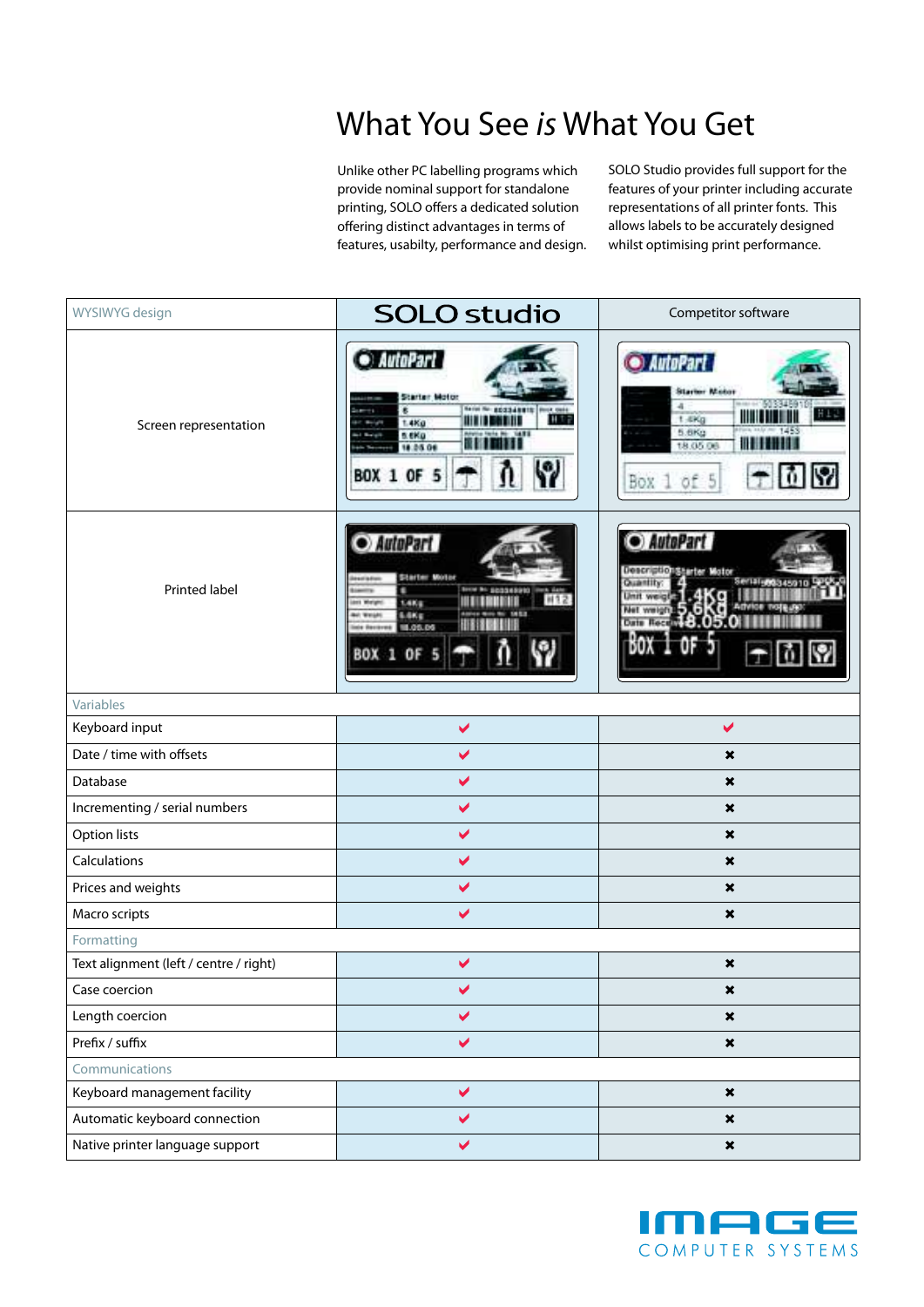// What You See *is* What You Get

Unlike other PC labelling programs which provide nominal support for standalone printing, SOLO offers a dedicated solution offering distinct advantages in terms of features, usabilty, performance and design.

SOLO Studio provides full support for the features of your printer including accurate representations of all printer fonts. This allows labels to be accurately designed whilst optimising print performance.

| WYSIWYG design | SOLO studio | Competitor software |
|---|---|---|
| Screen representation | | |
| Printed label | | |
| **Variables** | | |
| Keyboard input | ✔ | ✔ |
| Date / time with offsets | ✔ | ✖ |
| Database | ✔ | ✖ |
| Incrementing / serial numbers | ✔ | ✖ |
| Option lists | ✔ | ✖ |
| Calculations | ✔ | ✖ |
| Prices and weights | ✔ | ✖ |
| Macro scripts | ✔ | ✖ |
| **Formatting** | | |
| Text alignment (left / centre / right) | ✔ | ✖ |
| Case coercion | ✔ | ✖ |
| Length coercion | ✔ | ✖ |
| Prefix / suffix | ✔ | ✖ |
| **Communications** | | |
| Keyboard management facility | ✔ | ✖ |
| Automatic keyboard connection | ✔ | ✖ |
| Native printer language support | ✔ | ✖ |

IMAGE COMPUTER SYSTEMS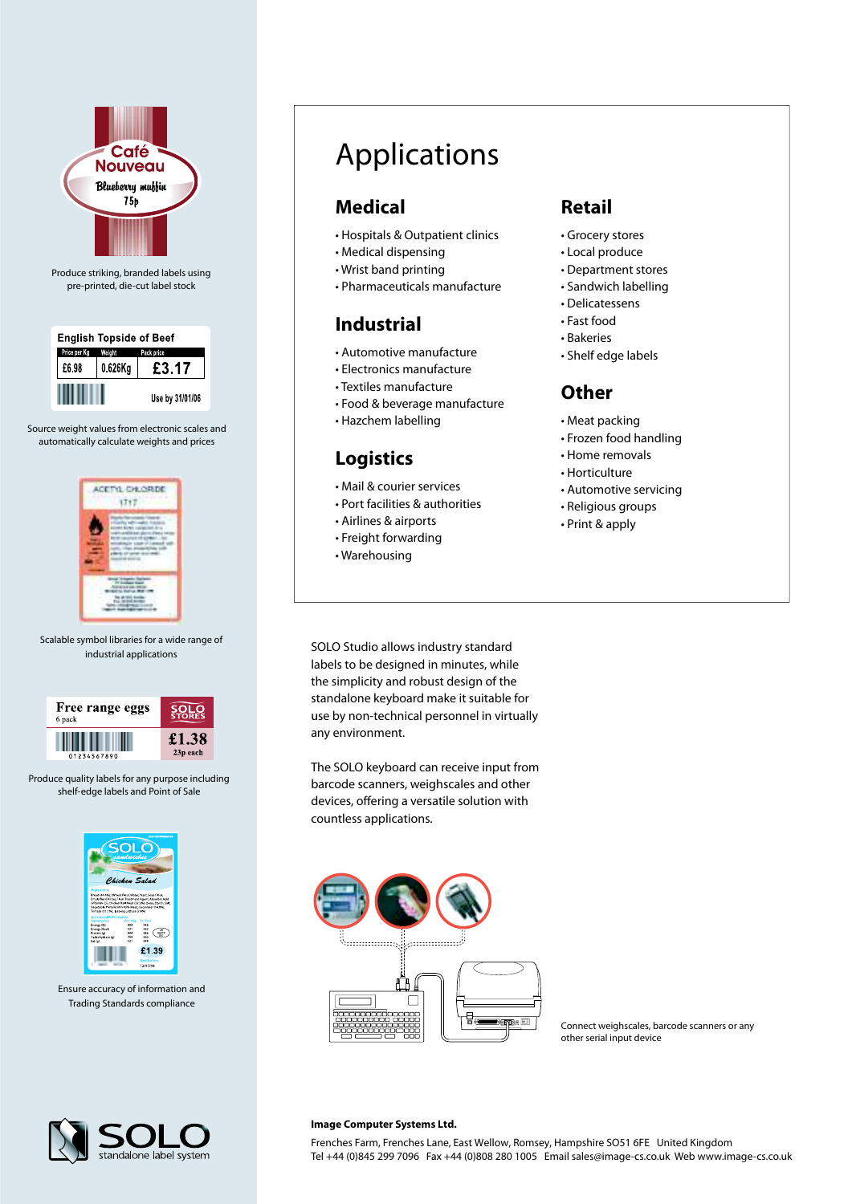Produce striking, branded labels using pre-printed, die-cut label stock

Source weight values from electronic scales and automatically calculate weights and prices

Scalable symbol libraries for a wide range of industrial applications

Produce quality labels for any purpose including shelf-edge labels and Point of Sale

Ensure accuracy of information and Trading Standards compliance

# Applications

## Medical

- Hospitals & Outpatient clinics
- Medical dispensing
- Wrist band printing
- Pharmaceuticals manufacture

## Industrial

- Automotive manufacture
- Electronics manufacture
- Textiles manufacture
- Food & beverage manufacture
- Hazchem labelling

## Logistics

- Mail & courier services
- Port facilities & authorities
- Airlines & airports
- Freight forwarding
- Warehousing

## Retail

- Grocery stores
- Local produce
- Department stores
- Sandwich labelling
- Delicatessens
- Fast food
- Bakeries
- Shelf edge labels

## Other

- Meat packing
- Frozen food handling
- Home removals
- Horticulture
- Automotive servicing
- Religious groups
- Print & apply

SOLO Studio allows industry standard labels to be designed in minutes, while the simplicity and robust design of the standalone keyboard make it suitable for use by non-technical personnel in virtually any environment.

The SOLO keyboard can receive input from barcode scanners, weighscales and other devices, offering a versatile solution with countless applications.

Connect weighscales, barcode scanners or any other serial input device

SOLO standalone label system

**Image Computer Systems Ltd.**

Frenches Farm, Frenches Lane, East Wellow, Romsey, Hampshire SO51 6FE United Kingdom
Tel +44 (0)845 299 7096 Fax +44 (0)808 280 1005 Email sales@image-cs.co.uk Web www.image-cs.co.uk